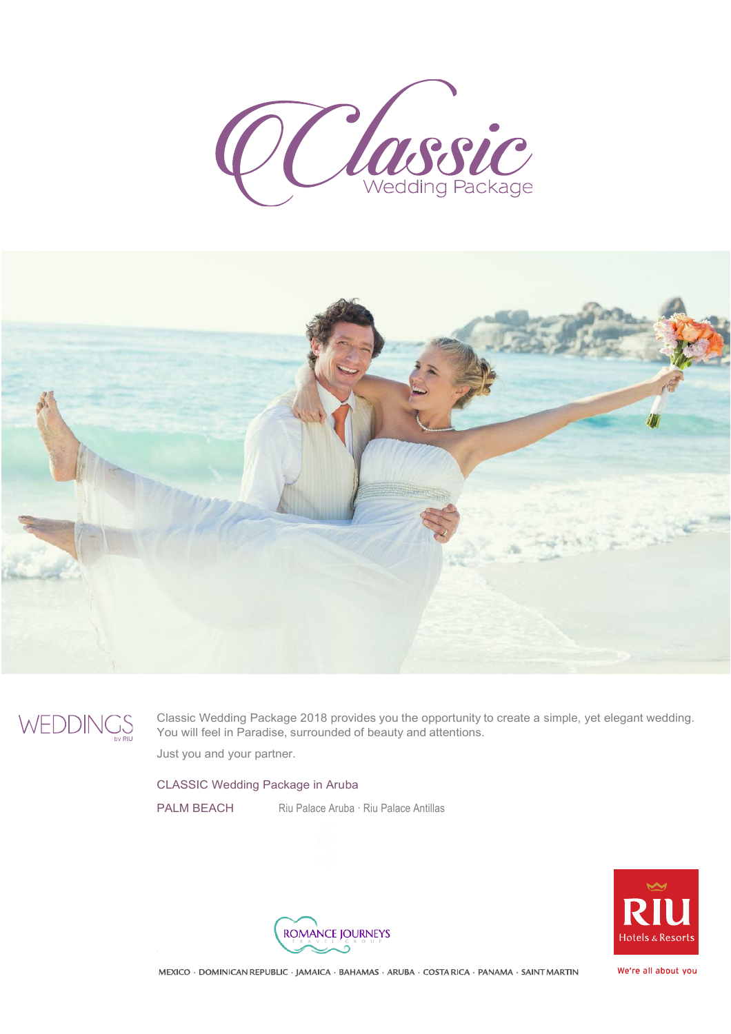# Classic
## Wedding Package

WEDDINGS by RIU

Classic Wedding Package 2018 provides you the opportunity to create a simple, yet elegant wedding. You will feel in Paradise, surrounded of beauty and attentions.

Just you and your partner.

CLASSIC Wedding Package in Aruba

PALM BEACH — Riu Palace Aruba · Riu Palace Antillas

ROMANCE JOURNEYS TRAVEL GROUP

RIU Hotels & Resorts

MEXICO · DOMINICAN REPUBLIC · JAMAICA · BAHAMAS · ARUBA · COSTA RICA · PANAMA · SAINT MARTIN

We're all about you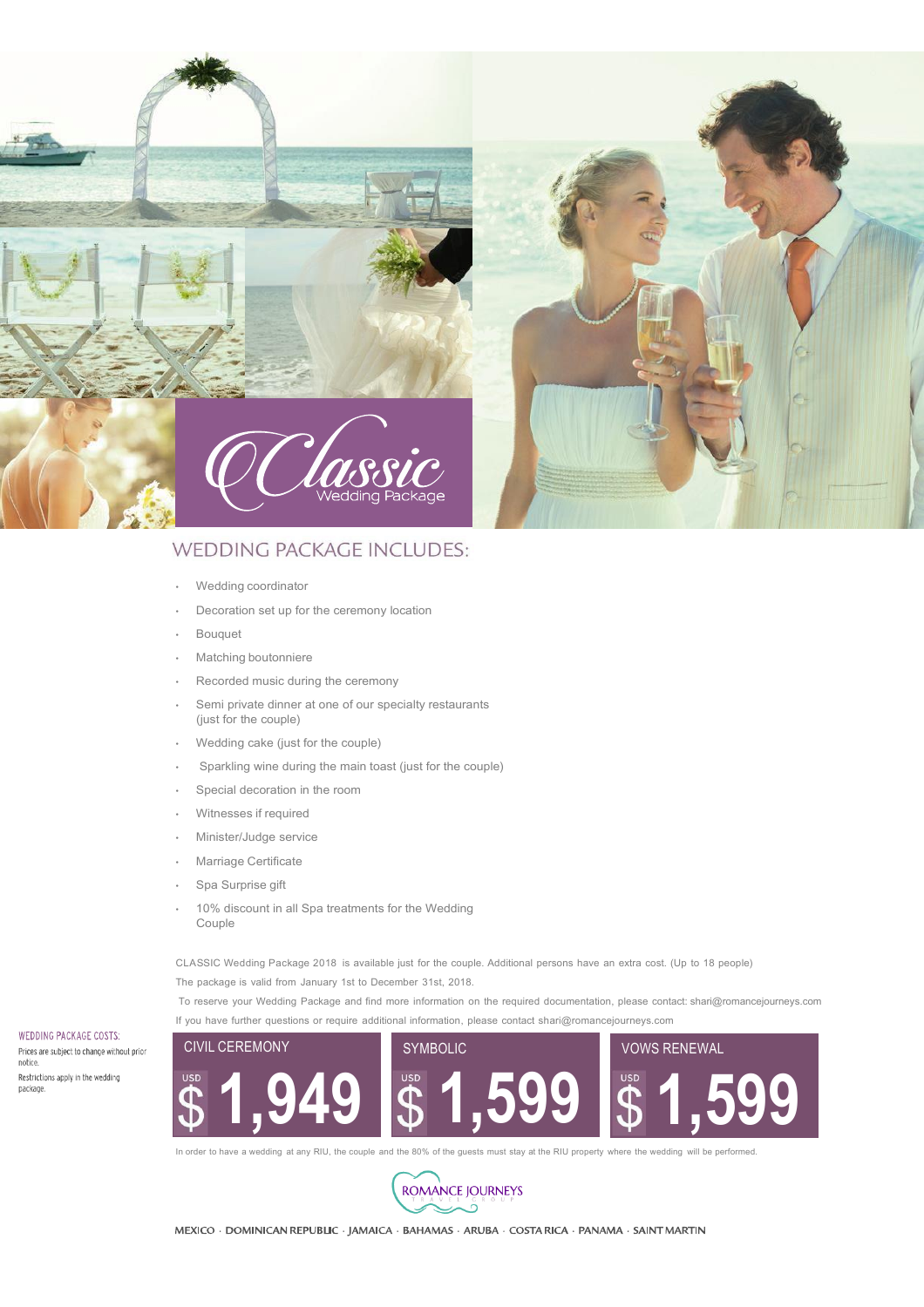# Classic Wedding Package

## WEDDING PACKAGE INCLUDES:

- Wedding coordinator
- Decoration set up for the ceremony location
- Bouquet
- Matching boutonniere
- Recorded music during the ceremony
- Semi private dinner at one of our specialty restaurants (just for the couple)
- Wedding cake (just for the couple)
- Sparkling wine during the main toast (just for the couple)
- Special decoration in the room
- Witnesses if required
- Minister/Judge service
- Marriage Certificate
- Spa Surprise gift
- 10% discount in all Spa treatments for the Wedding Couple

CLASSIC Wedding Package 2018 is available just for the couple. Additional persons have an extra cost. (Up to 18 people)

The package is valid from January 1st to December 31st, 2018.

To reserve your Wedding Package and find more information on the required documentation, please contact: shari@romancejourneys.com

If you have further questions or require additional information, please contact shari@romancejourneys.com

### WEDDING PACKAGE COSTS:

Prices are subject to change without prior notice.

Restrictions apply in the wedding package.

| CIVIL CEREMONY | SYMBOLIC | VOWS RENEWAL |
|---|---|---|
| USD $ 1,949 | USD $ 1,599 | USD $ 1,599 |

In order to have a wedding at any RIU, the couple and the 80% of the guests must stay at the RIU property where the wedding will be performed.

ROMANCE JOURNEYS TRAVEL GROUP

MEXICO · DOMINICAN REPUBLIC · JAMAICA · BAHAMAS · ARUBA · COSTA RICA · PANAMA · SAINT MARTIN